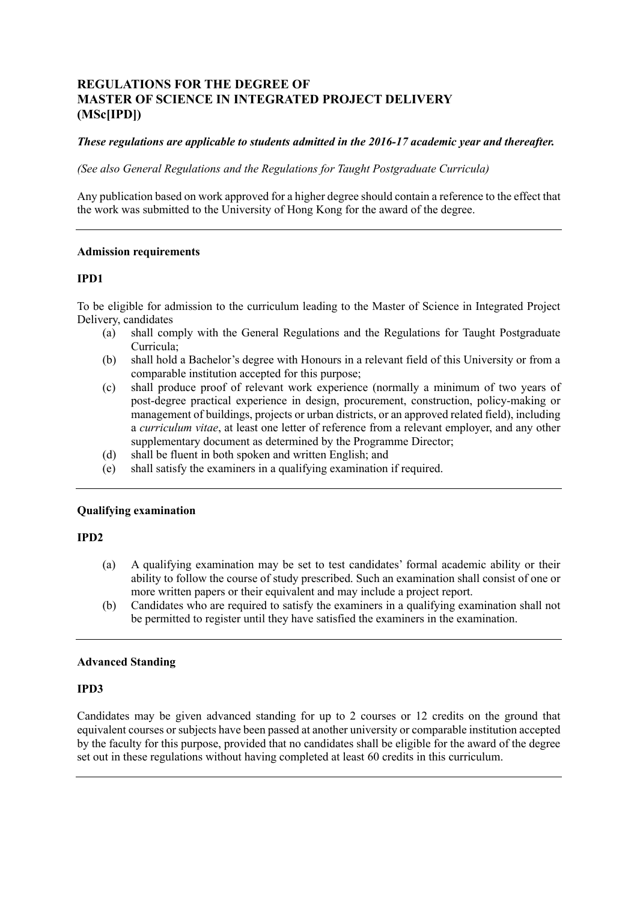# REGULATIONS FOR THE DEGREE OF MASTER OF SCIENCE IN INTEGRATED PROJECT DELIVERY (MSc[IPD])

***These regulations are applicable to students admitted in the 2016-17 academic year and thereafter.***

*(See also General Regulations and the Regulations for Taught Postgraduate Curricula)*

Any publication based on work approved for a higher degree should contain a reference to the effect that the work was submitted to the University of Hong Kong for the award of the degree.

---

**Admission requirements**

**IPD1**

To be eligible for admission to the curriculum leading to the Master of Science in Integrated Project Delivery, candidates

(a) shall comply with the General Regulations and the Regulations for Taught Postgraduate Curricula;
(b) shall hold a Bachelor's degree with Honours in a relevant field of this University or from a comparable institution accepted for this purpose;
(c) shall produce proof of relevant work experience (normally a minimum of two years of post-degree practical experience in design, procurement, construction, policy-making or management of buildings, projects or urban districts, or an approved related field), including a *curriculum vitae*, at least one letter of reference from a relevant employer, and any other supplementary document as determined by the Programme Director;
(d) shall be fluent in both spoken and written English; and
(e) shall satisfy the examiners in a qualifying examination if required.

---

**Qualifying examination**

**IPD2**

(a) A qualifying examination may be set to test candidates' formal academic ability or their ability to follow the course of study prescribed. Such an examination shall consist of one or more written papers or their equivalent and may include a project report.
(b) Candidates who are required to satisfy the examiners in a qualifying examination shall not be permitted to register until they have satisfied the examiners in the examination.

---

**Advanced Standing**

**IPD3**

Candidates may be given advanced standing for up to 2 courses or 12 credits on the ground that equivalent courses or subjects have been passed at another university or comparable institution accepted by the faculty for this purpose, provided that no candidates shall be eligible for the award of the degree set out in these regulations without having completed at least 60 credits in this curriculum.

---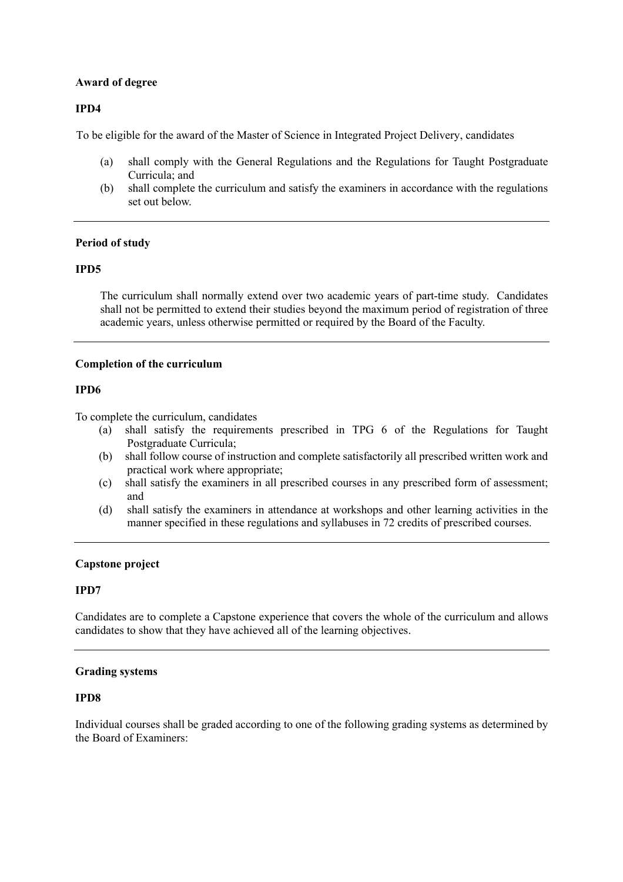**Award of degree**

**IPD4**

To be eligible for the award of the Master of Science in Integrated Project Delivery, candidates

(a) shall comply with the General Regulations and the Regulations for Taught Postgraduate Curricula; and
(b) shall complete the curriculum and satisfy the examiners in accordance with the regulations set out below.

---

**Period of study**

**IPD5**

The curriculum shall normally extend over two academic years of part-time study. Candidates shall not be permitted to extend their studies beyond the maximum period of registration of three academic years, unless otherwise permitted or required by the Board of the Faculty.

---

**Completion of the curriculum**

**IPD6**

To complete the curriculum, candidates

(a) shall satisfy the requirements prescribed in TPG 6 of the Regulations for Taught Postgraduate Curricula;
(b) shall follow course of instruction and complete satisfactorily all prescribed written work and practical work where appropriate;
(c) shall satisfy the examiners in all prescribed courses in any prescribed form of assessment; and
(d) shall satisfy the examiners in attendance at workshops and other learning activities in the manner specified in these regulations and syllabuses in 72 credits of prescribed courses.

---

**Capstone project**

**IPD7**

Candidates are to complete a Capstone experience that covers the whole of the curriculum and allows candidates to show that they have achieved all of the learning objectives.

---

**Grading systems**

**IPD8**

Individual courses shall be graded according to one of the following grading systems as determined by the Board of Examiners: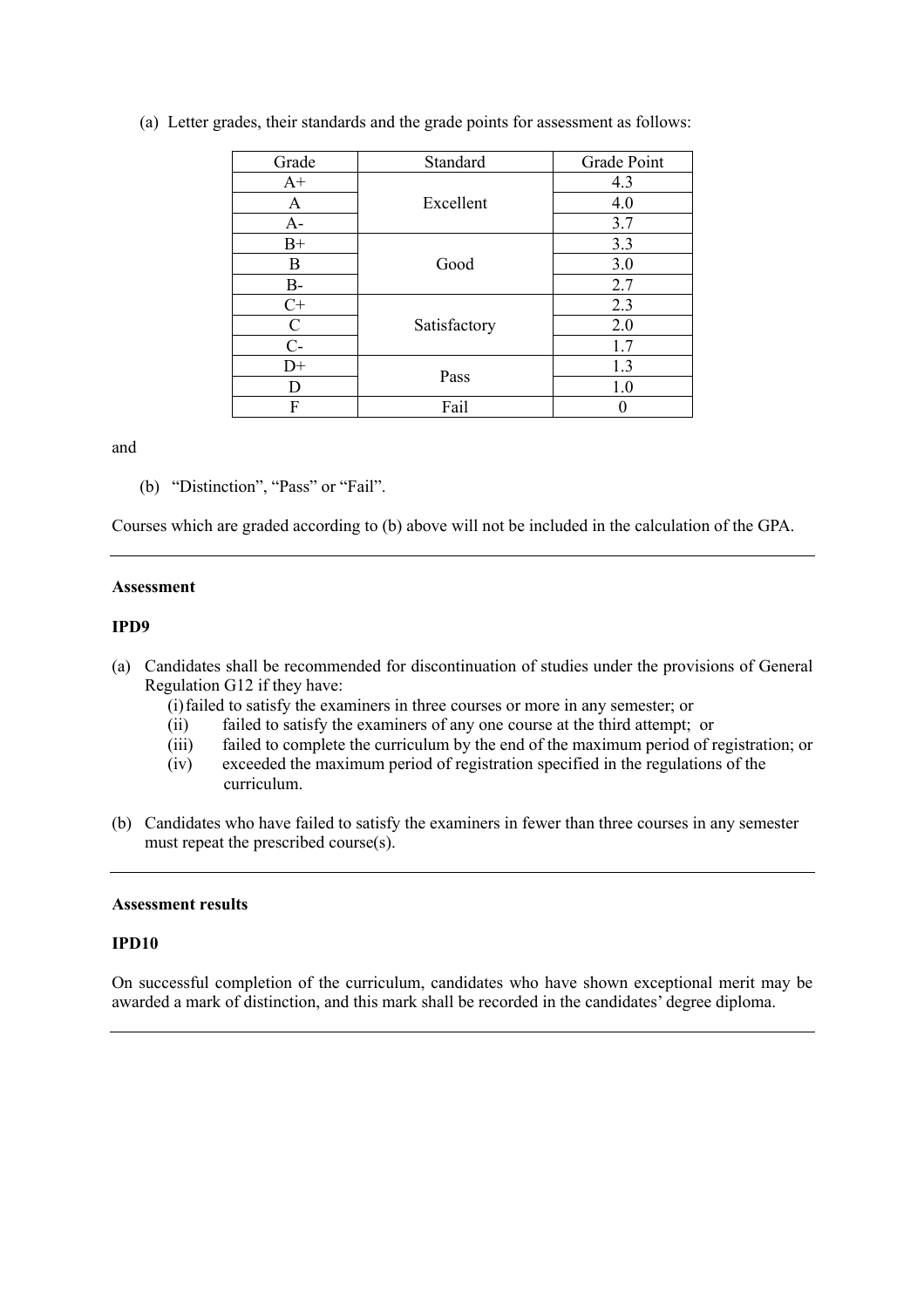(a) Letter grades, their standards and the grade points for assessment as follows:

| Grade | Standard | Grade Point |
|---|---|---|
| A+ | Excellent | 4.3 |
| A | | 4.0 |
| A- | | 3.7 |
| B+ | Good | 3.3 |
| B | | 3.0 |
| B- | | 2.7 |
| C+ | Satisfactory | 2.3 |
| C | | 2.0 |
| C- | | 1.7 |
| D+ | Pass | 1.3 |
| D | | 1.0 |
| F | Fail | 0 |

and

(b) "Distinction", "Pass" or "Fail".

Courses which are graded according to (b) above will not be included in the calculation of the GPA.

---

**Assessment**

**IPD9**

(a) Candidates shall be recommended for discontinuation of studies under the provisions of General Regulation G12 if they have:
   - (i) failed to satisfy the examiners in three courses or more in any semester; or
   - (ii) failed to satisfy the examiners of any one course at the third attempt; or
   - (iii) failed to complete the curriculum by the end of the maximum period of registration; or
   - (iv) exceeded the maximum period of registration specified in the regulations of the curriculum.

(b) Candidates who have failed to satisfy the examiners in fewer than three courses in any semester must repeat the prescribed course(s).

---

**Assessment results**

**IPD10**

On successful completion of the curriculum, candidates who have shown exceptional merit may be awarded a mark of distinction, and this mark shall be recorded in the candidates' degree diploma.

---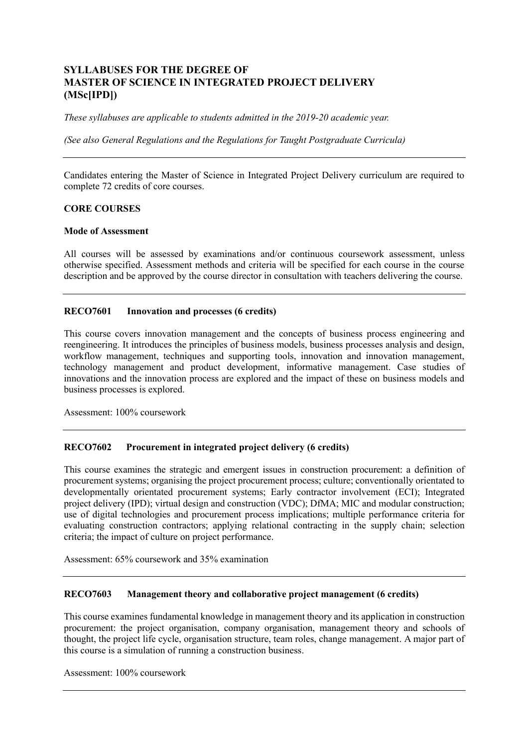# SYLLABUSES FOR THE DEGREE OF MASTER OF SCIENCE IN INTEGRATED PROJECT DELIVERY (MSc[IPD])

*These syllabuses are applicable to students admitted in the 2019-20 academic year.*

*(See also General Regulations and the Regulations for Taught Postgraduate Curricula)*

---

Candidates entering the Master of Science in Integrated Project Delivery curriculum are required to complete 72 credits of core courses.

## CORE COURSES

### Mode of Assessment

All courses will be assessed by examinations and/or continuous coursework assessment, unless otherwise specified. Assessment methods and criteria will be specified for each course in the course description and be approved by the course director in consultation with teachers delivering the course.

---

### RECO7601 Innovation and processes (6 credits)

This course covers innovation management and the concepts of business process engineering and reengineering. It introduces the principles of business models, business processes analysis and design, workflow management, techniques and supporting tools, innovation and innovation management, technology management and product development, informative management. Case studies of innovations and the innovation process are explored and the impact of these on business models and business processes is explored.

Assessment: 100% coursework

---

### RECO7602 Procurement in integrated project delivery (6 credits)

This course examines the strategic and emergent issues in construction procurement: a definition of procurement systems; organising the project procurement process; culture; conventionally orientated to developmentally orientated procurement systems; Early contractor involvement (ECI); Integrated project delivery (IPD); virtual design and construction (VDC); DfMA; MIC and modular construction; use of digital technologies and procurement process implications; multiple performance criteria for evaluating construction contractors; applying relational contracting in the supply chain; selection criteria; the impact of culture on project performance.

Assessment: 65% coursework and 35% examination

---

### RECO7603 Management theory and collaborative project management (6 credits)

This course examines fundamental knowledge in management theory and its application in construction procurement: the project organisation, company organisation, management theory and schools of thought, the project life cycle, organisation structure, team roles, change management. A major part of this course is a simulation of running a construction business.

Assessment: 100% coursework

---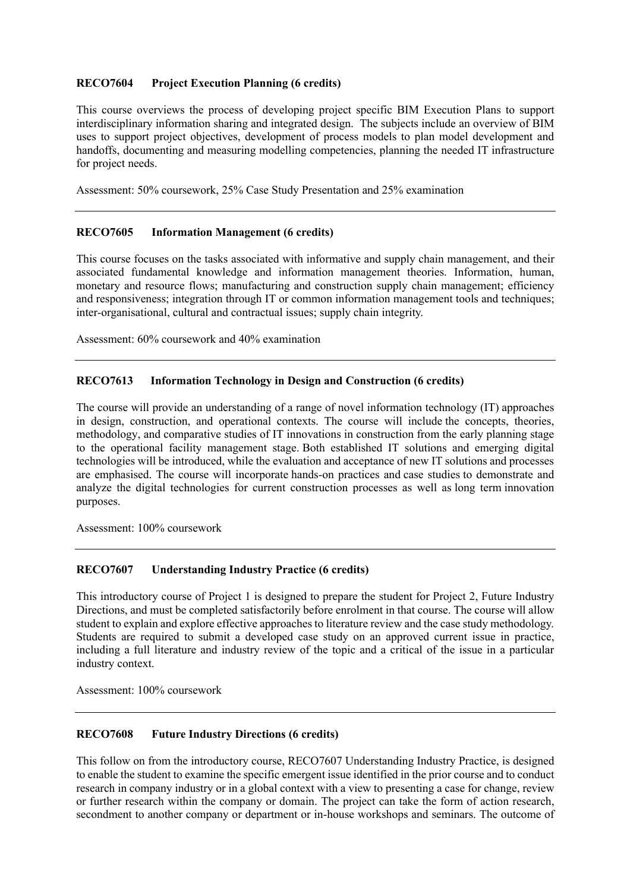**RECO7604 Project Execution Planning (6 credits)**

This course overviews the process of developing project specific BIM Execution Plans to support interdisciplinary information sharing and integrated design. The subjects include an overview of BIM uses to support project objectives, development of process models to plan model development and handoffs, documenting and measuring modelling competencies, planning the needed IT infrastructure for project needs.

Assessment: 50% coursework, 25% Case Study Presentation and 25% examination

---

**RECO7605 Information Management (6 credits)**

This course focuses on the tasks associated with informative and supply chain management, and their associated fundamental knowledge and information management theories. Information, human, monetary and resource flows; manufacturing and construction supply chain management; efficiency and responsiveness; integration through IT or common information management tools and techniques; inter-organisational, cultural and contractual issues; supply chain integrity.

Assessment: 60% coursework and 40% examination

---

**RECO7613 Information Technology in Design and Construction (6 credits)**

The course will provide an understanding of a range of novel information technology (IT) approaches in design, construction, and operational contexts. The course will include the concepts, theories, methodology, and comparative studies of IT innovations in construction from the early planning stage to the operational facility management stage. Both established IT solutions and emerging digital technologies will be introduced, while the evaluation and acceptance of new IT solutions and processes are emphasised. The course will incorporate hands-on practices and case studies to demonstrate and analyze the digital technologies for current construction processes as well as long term innovation purposes.

Assessment: 100% coursework

---

**RECO7607 Understanding Industry Practice (6 credits)**

This introductory course of Project 1 is designed to prepare the student for Project 2, Future Industry Directions, and must be completed satisfactorily before enrolment in that course. The course will allow student to explain and explore effective approaches to literature review and the case study methodology. Students are required to submit a developed case study on an approved current issue in practice, including a full literature and industry review of the topic and a critical of the issue in a particular industry context.

Assessment: 100% coursework

---

**RECO7608 Future Industry Directions (6 credits)**

This follow on from the introductory course, RECO7607 Understanding Industry Practice, is designed to enable the student to examine the specific emergent issue identified in the prior course and to conduct research in company industry or in a global context with a view to presenting a case for change, review or further research within the company or domain. The project can take the form of action research, secondment to another company or department or in-house workshops and seminars. The outcome of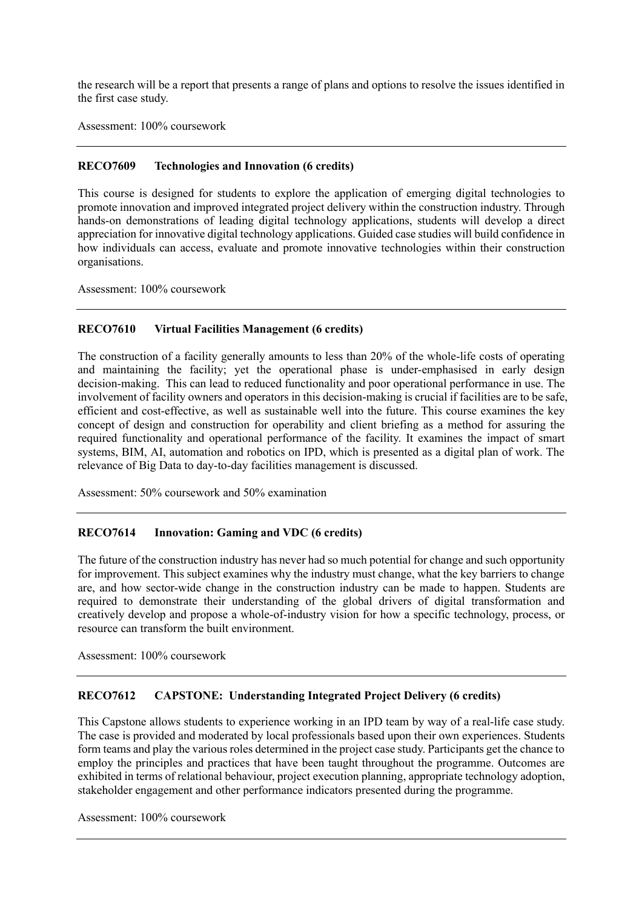the research will be a report that presents a range of plans and options to resolve the issues identified in the first case study.

Assessment: 100% coursework

---

**RECO7609 Technologies and Innovation (6 credits)**

This course is designed for students to explore the application of emerging digital technologies to promote innovation and improved integrated project delivery within the construction industry. Through hands-on demonstrations of leading digital technology applications, students will develop a direct appreciation for innovative digital technology applications. Guided case studies will build confidence in how individuals can access, evaluate and promote innovative technologies within their construction organisations.

Assessment: 100% coursework

---

**RECO7610 Virtual Facilities Management (6 credits)**

The construction of a facility generally amounts to less than 20% of the whole-life costs of operating and maintaining the facility; yet the operational phase is under-emphasised in early design decision-making. This can lead to reduced functionality and poor operational performance in use. The involvement of facility owners and operators in this decision-making is crucial if facilities are to be safe, efficient and cost-effective, as well as sustainable well into the future. This course examines the key concept of design and construction for operability and client briefing as a method for assuring the required functionality and operational performance of the facility. It examines the impact of smart systems, BIM, AI, automation and robotics on IPD, which is presented as a digital plan of work. The relevance of Big Data to day-to-day facilities management is discussed.

Assessment: 50% coursework and 50% examination

---

**RECO7614 Innovation: Gaming and VDC (6 credits)**

The future of the construction industry has never had so much potential for change and such opportunity for improvement. This subject examines why the industry must change, what the key barriers to change are, and how sector-wide change in the construction industry can be made to happen. Students are required to demonstrate their understanding of the global drivers of digital transformation and creatively develop and propose a whole-of-industry vision for how a specific technology, process, or resource can transform the built environment.

Assessment: 100% coursework

---

**RECO7612 CAPSTONE: Understanding Integrated Project Delivery (6 credits)**

This Capstone allows students to experience working in an IPD team by way of a real-life case study. The case is provided and moderated by local professionals based upon their own experiences. Students form teams and play the various roles determined in the project case study. Participants get the chance to employ the principles and practices that have been taught throughout the programme. Outcomes are exhibited in terms of relational behaviour, project execution planning, appropriate technology adoption, stakeholder engagement and other performance indicators presented during the programme.

Assessment: 100% coursework

---